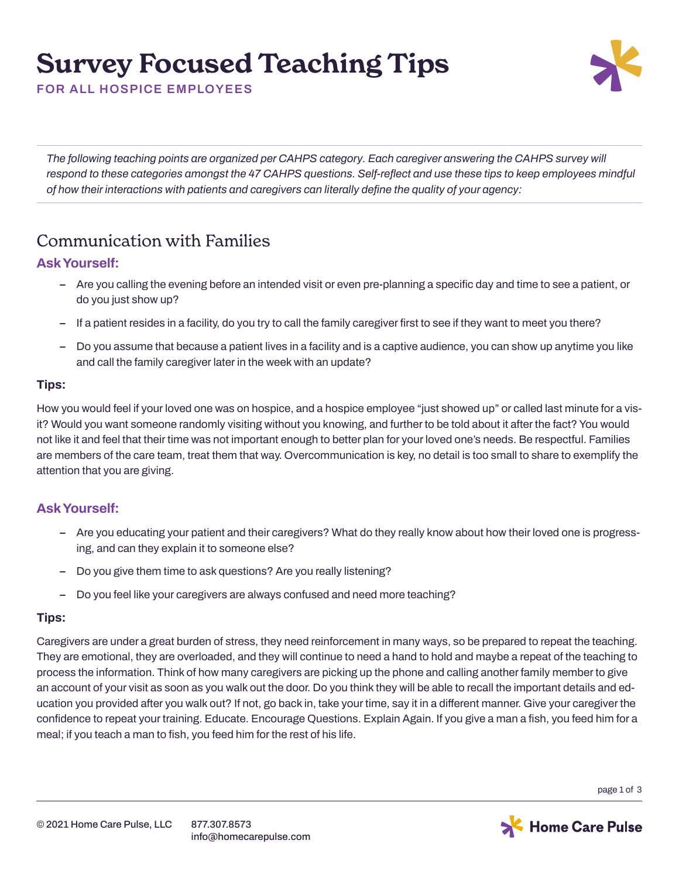# Survey Focused Teaching Tips

**FOR ALL HOSPICE EMPLOYEES**

*The following teaching points are organized per CAHPS category. Each caregiver answering the CAHPS survey will respond to these categories amongst the 47 CAHPS questions. Self-reflect and use these tips to keep employees mindful of how their interactions with patients and caregivers can literally define the quality of your agency:*

## Communication with Families

### Ask Yourself:

- Are you calling the evening before an intended visit or even pre-planning a specific day and time to see a patient, or do you just show up?
- If a patient resides in a facility, do you try to call the family caregiver first to see if they want to meet you there?
- Do you assume that because a patient lives in a facility and is a captive audience, you can show up anytime you like and call the family caregiver later in the week with an update?

**Tips:**

How you would feel if your loved one was on hospice, and a hospice employee "just showed up" or called last minute for a visit? Would you want someone randomly visiting without you knowing, and further to be told about it after the fact? You would not like it and feel that their time was not important enough to better plan for your loved one's needs. Be respectful. Families are members of the care team, treat them that way. Overcommunication is key, no detail is too small to share to exemplify the attention that you are giving.

### Ask Yourself:

- Are you educating your patient and their caregivers? What do they really know about how their loved one is progressing, and can they explain it to someone else?
- Do you give them time to ask questions? Are you really listening?
- Do you feel like your caregivers are always confused and need more teaching?

**Tips:**

Caregivers are under a great burden of stress, they need reinforcement in many ways, so be prepared to repeat the teaching. They are emotional, they are overloaded, and they will continue to need a hand to hold and maybe a repeat of the teaching to process the information. Think of how many caregivers are picking up the phone and calling another family member to give an account of your visit as soon as you walk out the door. Do you think they will be able to recall the important details and education you provided after you walk out? If not, go back in, take your time, say it in a different manner. Give your caregiver the confidence to repeat your training. Educate. Encourage Questions. Explain Again. If you give a man a fish, you feed him for a meal; if you teach a man to fish, you feed him for the rest of his life.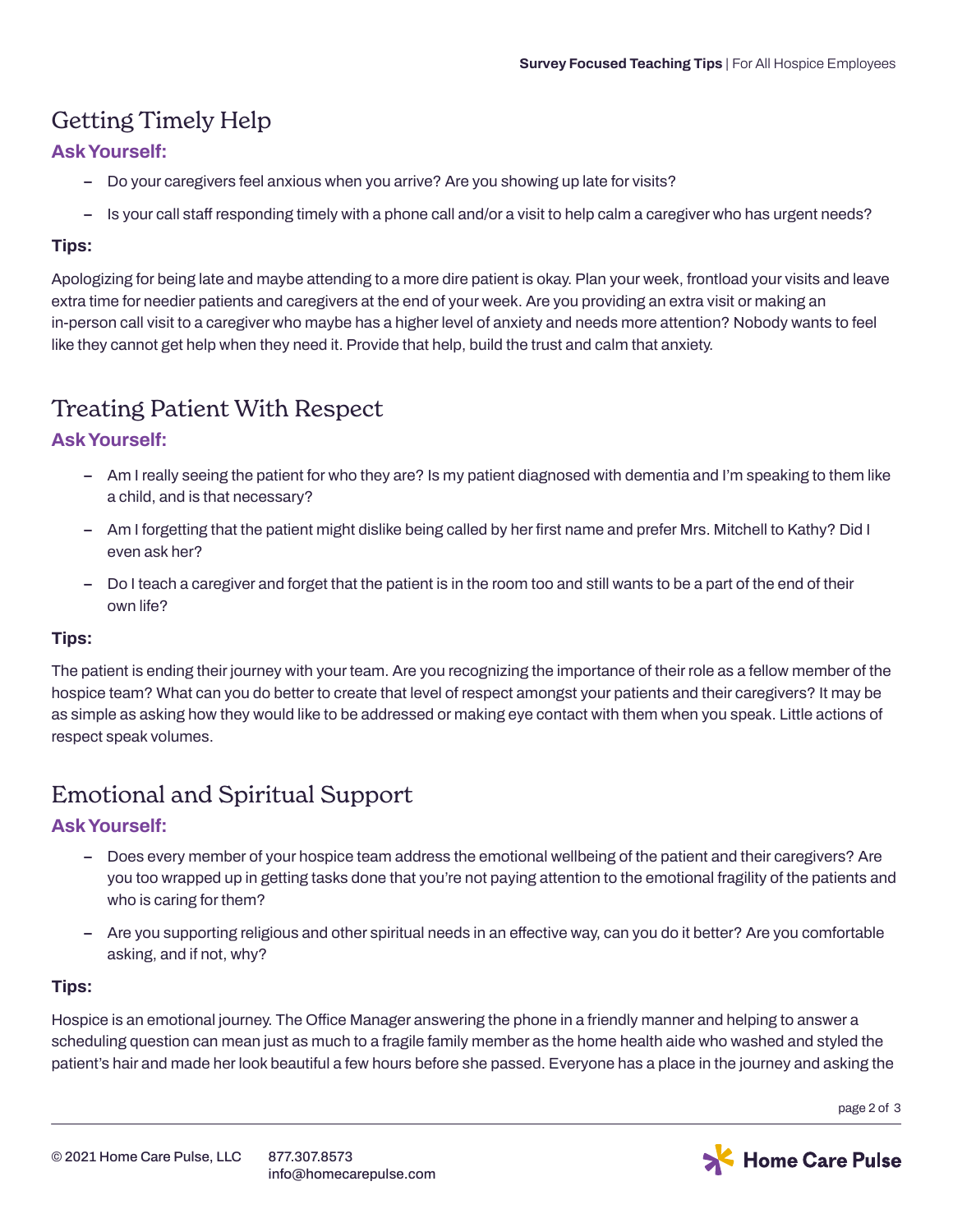## Getting Timely Help

### Ask Yourself:

- Do your caregivers feel anxious when you arrive? Are you showing up late for visits?
- Is your call staff responding timely with a phone call and/or a visit to help calm a caregiver who has urgent needs?

**Tips:**

Apologizing for being late and maybe attending to a more dire patient is okay. Plan your week, frontload your visits and leave extra time for needier patients and caregivers at the end of your week. Are you providing an extra visit or making an in-person call visit to a caregiver who maybe has a higher level of anxiety and needs more attention? Nobody wants to feel like they cannot get help when they need it. Provide that help, build the trust and calm that anxiety.

## Treating Patient With Respect

### Ask Yourself:

- Am I really seeing the patient for who they are? Is my patient diagnosed with dementia and I'm speaking to them like a child, and is that necessary?
- Am I forgetting that the patient might dislike being called by her first name and prefer Mrs. Mitchell to Kathy? Did I even ask her?
- Do I teach a caregiver and forget that the patient is in the room too and still wants to be a part of the end of their own life?

**Tips:**

The patient is ending their journey with your team. Are you recognizing the importance of their role as a fellow member of the hospice team? What can you do better to create that level of respect amongst your patients and their caregivers? It may be as simple as asking how they would like to be addressed or making eye contact with them when you speak. Little actions of respect speak volumes.

## Emotional and Spiritual Support

### Ask Yourself:

- Does every member of your hospice team address the emotional wellbeing of the patient and their caregivers? Are you too wrapped up in getting tasks done that you're not paying attention to the emotional fragility of the patients and who is caring for them?
- Are you supporting religious and other spiritual needs in an effective way, can you do it better? Are you comfortable asking, and if not, why?

**Tips:**

Hospice is an emotional journey. The Office Manager answering the phone in a friendly manner and helping to answer a scheduling question can mean just as much to a fragile family member as the home health aide who washed and styled the patient's hair and made her look beautiful a few hours before she passed. Everyone has a place in the journey and asking the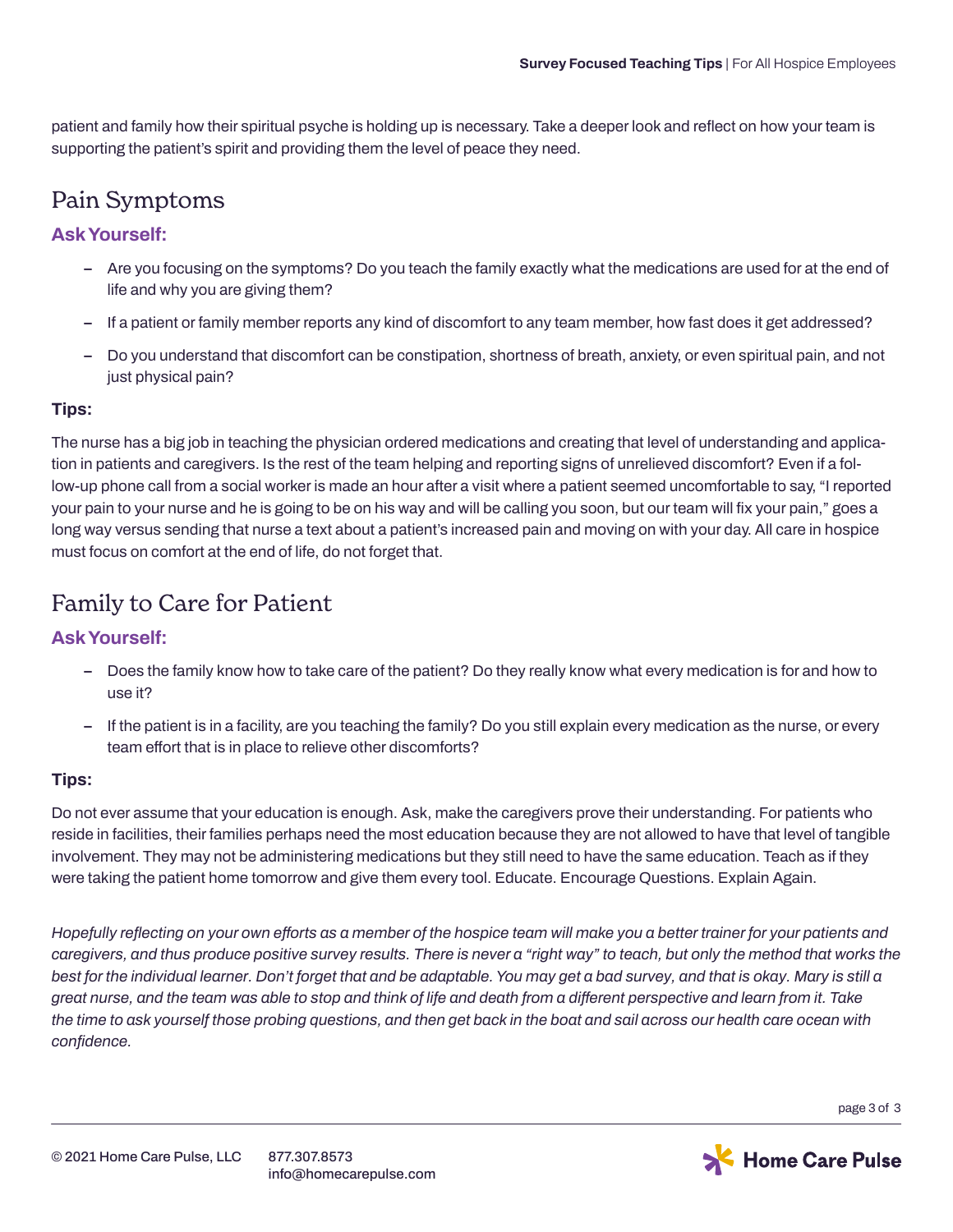patient and family how their spiritual psyche is holding up is necessary. Take a deeper look and reflect on how your team is supporting the patient's spirit and providing them the level of peace they need.

## Pain Symptoms

### Ask Yourself:

- Are you focusing on the symptoms? Do you teach the family exactly what the medications are used for at the end of life and why you are giving them?
- If a patient or family member reports any kind of discomfort to any team member, how fast does it get addressed?
- Do you understand that discomfort can be constipation, shortness of breath, anxiety, or even spiritual pain, and not just physical pain?

**Tips:**

The nurse has a big job in teaching the physician ordered medications and creating that level of understanding and application in patients and caregivers. Is the rest of the team helping and reporting signs of unrelieved discomfort? Even if a follow-up phone call from a social worker is made an hour after a visit where a patient seemed uncomfortable to say, "I reported your pain to your nurse and he is going to be on his way and will be calling you soon, but our team will fix your pain," goes a long way versus sending that nurse a text about a patient's increased pain and moving on with your day. All care in hospice must focus on comfort at the end of life, do not forget that.

## Family to Care for Patient

### Ask Yourself:

- Does the family know how to take care of the patient? Do they really know what every medication is for and how to use it?
- If the patient is in a facility, are you teaching the family? Do you still explain every medication as the nurse, or every team effort that is in place to relieve other discomforts?

**Tips:**

Do not ever assume that your education is enough. Ask, make the caregivers prove their understanding. For patients who reside in facilities, their families perhaps need the most education because they are not allowed to have that level of tangible involvement. They may not be administering medications but they still need to have the same education. Teach as if they were taking the patient home tomorrow and give them every tool. Educate. Encourage Questions. Explain Again.

*Hopefully reflecting on your own efforts as a member of the hospice team will make you a better trainer for your patients and caregivers, and thus produce positive survey results. There is never a "right way" to teach, but only the method that works the best for the individual learner. Don't forget that and be adaptable. You may get a bad survey, and that is okay. Mary is still a great nurse, and the team was able to stop and think of life and death from a different perspective and learn from it. Take the time to ask yourself those probing questions, and then get back in the boat and sail across our health care ocean with confidence.*

© 2021 Home Care Pulse, LLC

877.307.8573
info@homecarepulse.com